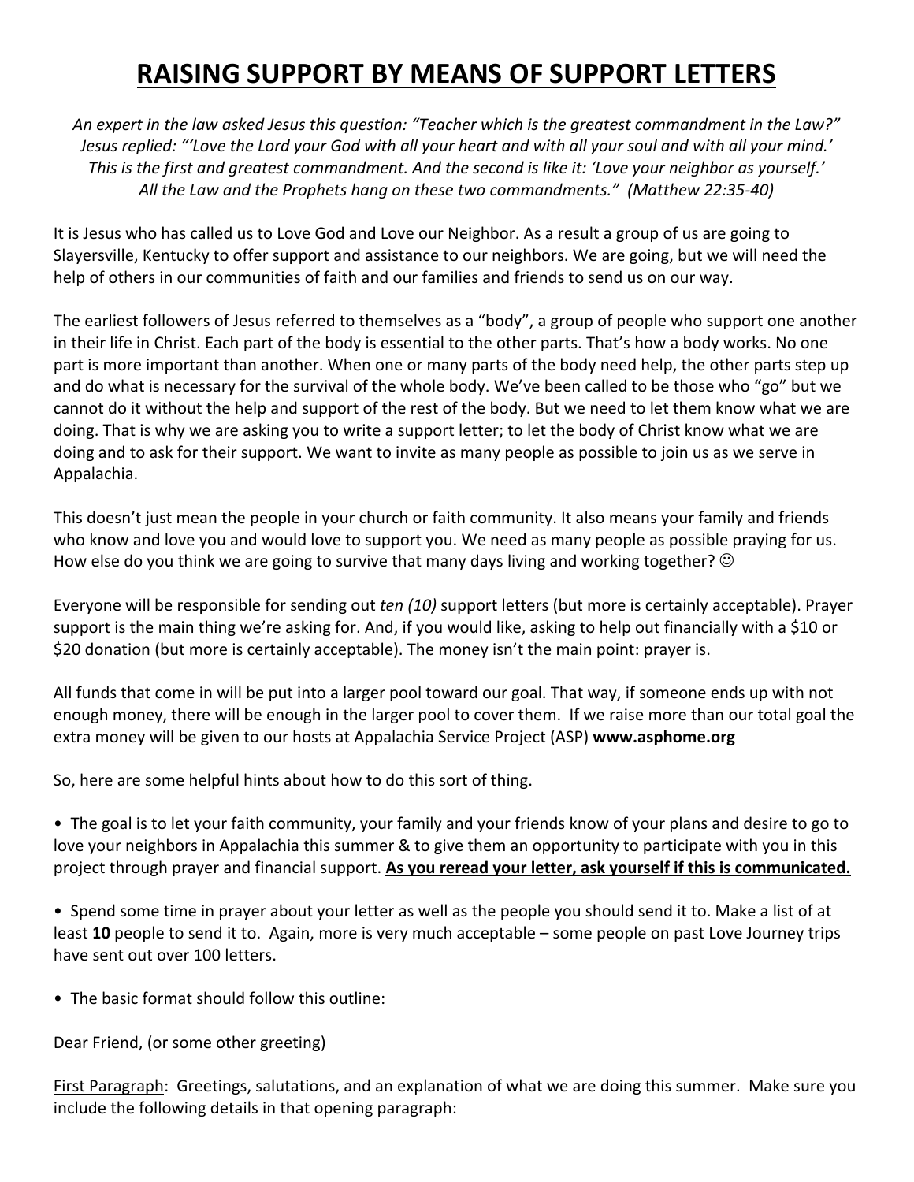# RAISING SUPPORT BY MEANS OF SUPPORT LETTERS

*An expert in the law asked Jesus this question: "Teacher which is the greatest commandment in the Law?" Jesus replied: "'Love the Lord your God with all your heart and with all your soul and with all your mind.' This is the first and greatest commandment. And the second is like it: 'Love your neighbor as yourself.' All the Law and the Prophets hang on these two commandments." (Matthew 22:35-40)*

It is Jesus who has called us to Love God and Love our Neighbor. As a result a group of us are going to Slayersville, Kentucky to offer support and assistance to our neighbors. We are going, but we will need the help of others in our communities of faith and our families and friends to send us on our way.

The earliest followers of Jesus referred to themselves as a "body", a group of people who support one another in their life in Christ. Each part of the body is essential to the other parts. That's how a body works. No one part is more important than another. When one or many parts of the body need help, the other parts step up and do what is necessary for the survival of the whole body. We've been called to be those who "go" but we cannot do it without the help and support of the rest of the body. But we need to let them know what we are doing. That is why we are asking you to write a support letter; to let the body of Christ know what we are doing and to ask for their support. We want to invite as many people as possible to join us as we serve in Appalachia.

This doesn't just mean the people in your church or faith community. It also means your family and friends who know and love you and would love to support you. We need as many people as possible praying for us. How else do you think we are going to survive that many days living and working together? ☺

Everyone will be responsible for sending out *ten (10)* support letters (but more is certainly acceptable). Prayer support is the main thing we're asking for. And, if you would like, asking to help out financially with a $10 or $20 donation (but more is certainly acceptable). The money isn't the main point: prayer is.

All funds that come in will be put into a larger pool toward our goal. That way, if someone ends up with not enough money, there will be enough in the larger pool to cover them. If we raise more than our total goal the extra money will be given to our hosts at Appalachia Service Project (ASP) **www.asphome.org**

So, here are some helpful hints about how to do this sort of thing.

- The goal is to let your faith community, your family and your friends know of your plans and desire to go to love your neighbors in Appalachia this summer & to give them an opportunity to participate with you in this project through prayer and financial support. **As you reread your letter, ask yourself if this is communicated.**

- Spend some time in prayer about your letter as well as the people you should send it to. Make a list of at least **10** people to send it to. Again, more is very much acceptable – some people on past Love Journey trips have sent out over 100 letters.

- The basic format should follow this outline:

Dear Friend, (or some other greeting)

First Paragraph: Greetings, salutations, and an explanation of what we are doing this summer. Make sure you include the following details in that opening paragraph: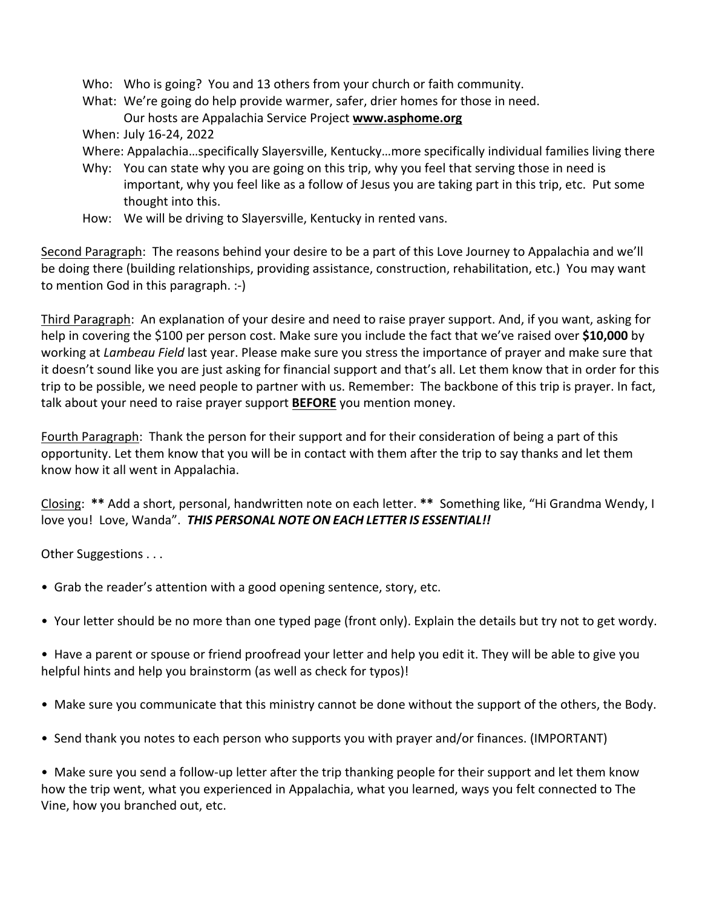Who: Who is going? You and 13 others from your church or faith community.

What: We're going do help provide warmer, safer, drier homes for those in need.
Our hosts are Appalachia Service Project **www.asphome.org**

When: July 16-24, 2022

Where: Appalachia…specifically Slayersville, Kentucky…more specifically individual families living there

Why: You can state why you are going on this trip, why you feel that serving those in need is important, why you feel like as a follow of Jesus you are taking part in this trip, etc. Put some thought into this.

How: We will be driving to Slayersville, Kentucky in rented vans.

Second Paragraph: The reasons behind your desire to be a part of this Love Journey to Appalachia and we'll be doing there (building relationships, providing assistance, construction, rehabilitation, etc.) You may want to mention God in this paragraph. :-)

Third Paragraph: An explanation of your desire and need to raise prayer support. And, if you want, asking for help in covering the $100 per person cost. Make sure you include the fact that we've raised over **$10,000** by working at *Lambeau Field* last year. Please make sure you stress the importance of prayer and make sure that it doesn't sound like you are just asking for financial support and that's all. Let them know that in order for this trip to be possible, we need people to partner with us. Remember: The backbone of this trip is prayer. In fact, talk about your need to raise prayer support **BEFORE** you mention money.

Fourth Paragraph: Thank the person for their support and for their consideration of being a part of this opportunity. Let them know that you will be in contact with them after the trip to say thanks and let them know how it all went in Appalachia.

Closing: **\*\* Add a short, personal, handwritten note on each letter. \*\*** Something like, "Hi Grandma Wendy, I love you! Love, Wanda". ***THIS PERSONAL NOTE ON EACH LETTER IS ESSENTIAL!!***

Other Suggestions . . .

- Grab the reader's attention with a good opening sentence, story, etc.

- Your letter should be no more than one typed page (front only). Explain the details but try not to get wordy.

- Have a parent or spouse or friend proofread your letter and help you edit it. They will be able to give you helpful hints and help you brainstorm (as well as check for typos)!

- Make sure you communicate that this ministry cannot be done without the support of the others, the Body.

- Send thank you notes to each person who supports you with prayer and/or finances. (IMPORTANT)

- Make sure you send a follow-up letter after the trip thanking people for their support and let them know how the trip went, what you experienced in Appalachia, what you learned, ways you felt connected to The Vine, how you branched out, etc.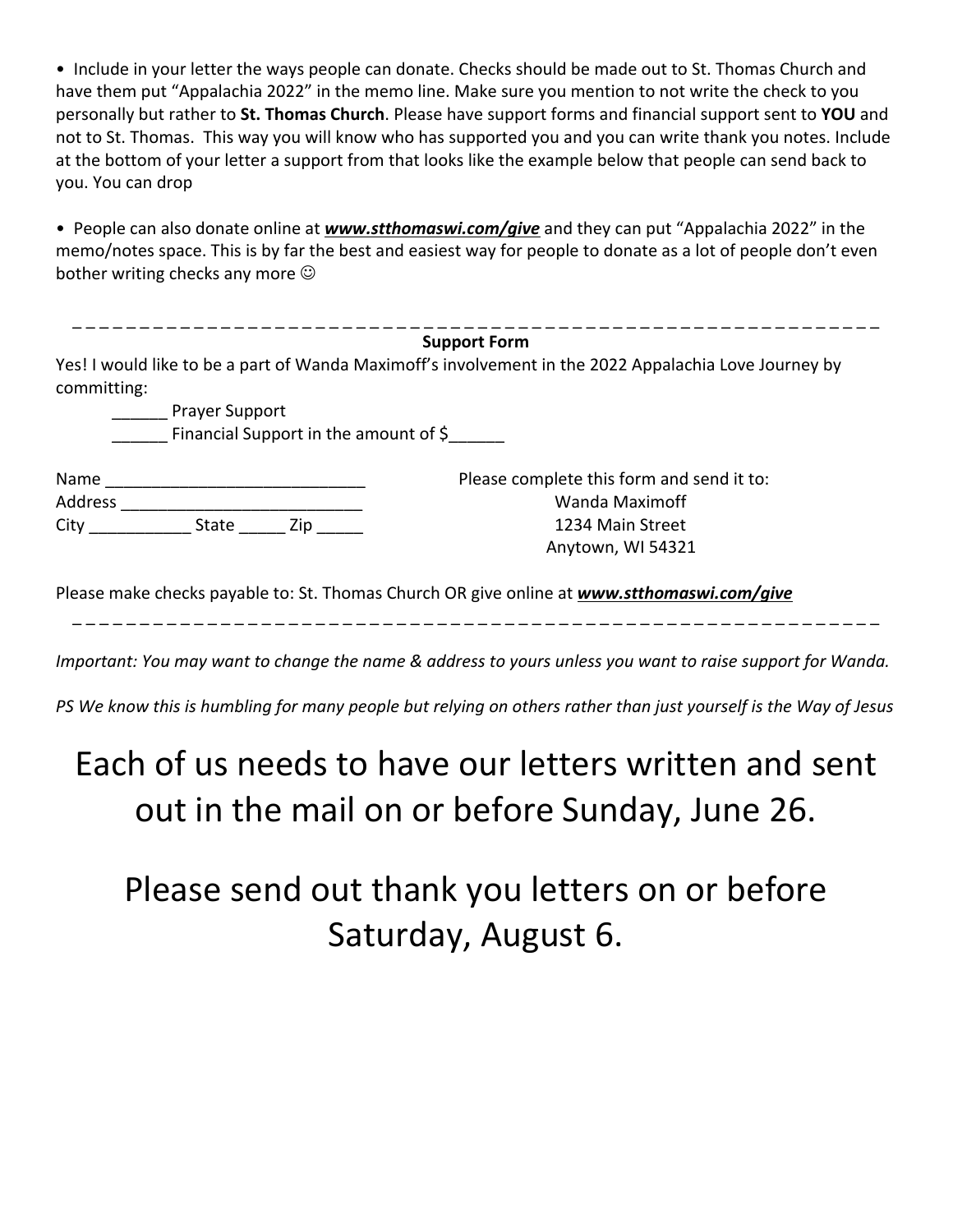- Include in your letter the ways people can donate. Checks should be made out to St. Thomas Church and have them put "Appalachia 2022" in the memo line. Make sure you mention to not write the check to you personally but rather to **St. Thomas Church**. Please have support forms and financial support sent to **YOU** and not to St. Thomas. This way you will know who has supported you and you can write thank you notes. Include at the bottom of your letter a support from that looks like the example below that people can send back to you. You can drop

- People can also donate online at ***www.stthomaswi.com/give*** and they can put "Appalachia 2022" in the memo/notes space. This is by far the best and easiest way for people to donate as a lot of people don't even bother writing checks any more ☺

_ _ _ _ _ _ _ _ _ _ _ _ _ _ _ _ _ _ _ _ _ _ _ _ _ _ _ _ _ _ _ _ _ _ _ _ _ _ _ _ _ _ _ _ _ _ _ _ _ _ _ _ _ _ _ _ _ _ _ _ _ _ _ _

**Support Form**

Yes! I would like to be a part of Wanda Maximoff's involvement in the 2022 Appalachia Love Journey by committing:

______ Prayer Support

______ Financial Support in the amount of $______

Name ____________________________

Address __________________________

City ___________ State _____ Zip _____

Please complete this form and send it to:
Wanda Maximoff
1234 Main Street
Anytown, WI 54321

Please make checks payable to: St. Thomas Church OR give online at ***www.stthomaswi.com/give***

_ _ _ _ _ _ _ _ _ _ _ _ _ _ _ _ _ _ _ _ _ _ _ _ _ _ _ _ _ _ _ _ _ _ _ _ _ _ _ _ _ _ _ _ _ _ _ _ _ _ _ _ _ _ _ _ _ _ _ _ _ _ _ _

*Important: You may want to change the name & address to yours unless you want to raise support for Wanda.*

*PS We know this is humbling for many people but relying on others rather than just yourself is the Way of Jesus*

# Each of us needs to have our letters written and sent out in the mail on or before Sunday, June 26.

# Please send out thank you letters on or before Saturday, August 6.